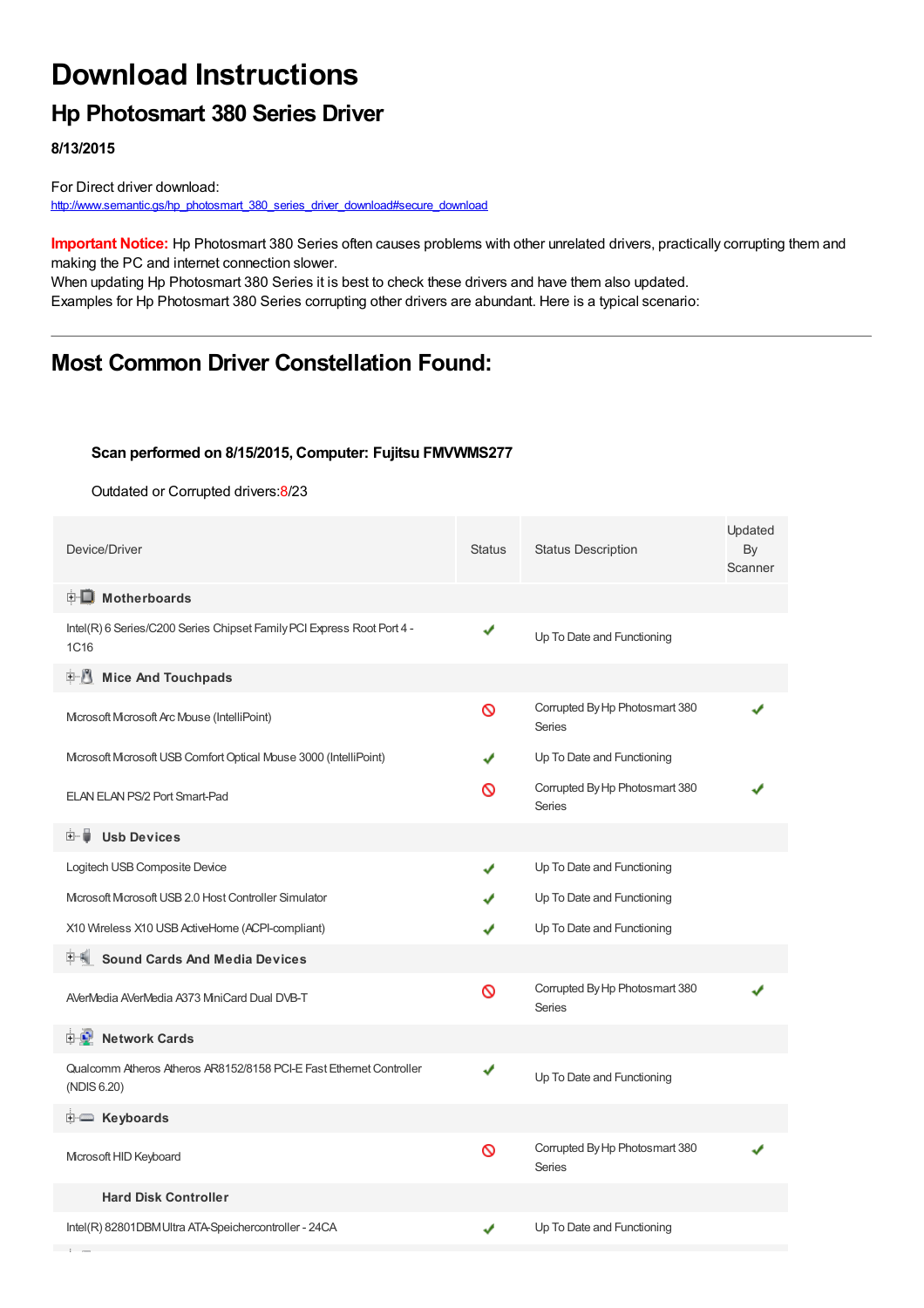# Download Instructions

## Hp Photosmart 380 Series Driver

**8/13/2015**

For Direct driver download:
http://www.semantic.gs/hp_photosmart_380_series_driver_download#secure_download

**Important Notice:** Hp Photosmart 380 Series often causes problems with other unrelated drivers, practically corrupting them and making the PC and internet connection slower.
When updating Hp Photosmart 380 Series it is best to check these drivers and have them also updated.
Examples for Hp Photosmart 380 Series corrupting other drivers are abundant. Here is a typical scenario:

---

## Most Common Driver Constellation Found:

**Scan performed on 8/15/2015, Computer: Fujitsu FMVWMS277**

Outdated or Corrupted drivers:8/23

| Device/Driver | Status | Status Description | Updated By Scanner |
|---|---|---|---|
| **Motherboards** | | | |
| Intel(R) 6 Series/C200 Series Chipset Family PCI Express Root Port 4 - 1C16 | ✔ | Up To Date and Functioning | |
| **Mice And Touchpads** | | | |
| Microsoft Microsoft Arc Mouse (IntelliPoint) | 🚫 | Corrupted By Hp Photosmart 380 Series | ✔ |
| Microsoft Microsoft USB Comfort Optical Mouse 3000 (IntelliPoint) | ✔ | Up To Date and Functioning | |
| ELAN ELAN PS/2 Port Smart-Pad | 🚫 | Corrupted By Hp Photosmart 380 Series | ✔ |
| **Usb Devices** | | | |
| Logitech USB Composite Device | ✔ | Up To Date and Functioning | |
| Microsoft Microsoft USB 2.0 Host Controller Simulator | ✔ | Up To Date and Functioning | |
| X10 Wireless X10 USB ActiveHome (ACPI-compliant) | ✔ | Up To Date and Functioning | |
| **Sound Cards And Media Devices** | | | |
| AVerMedia AVerMedia A373 MiniCard Dual DVB-T | 🚫 | Corrupted By Hp Photosmart 380 Series | ✔ |
| **Network Cards** | | | |
| Qualcomm Atheros Atheros AR8152/8158 PCI-E Fast Ethernet Controller (NDIS 6.20) | ✔ | Up To Date and Functioning | |
| **Keyboards** | | | |
| Microsoft HID Keyboard | 🚫 | Corrupted By Hp Photosmart 380 Series | ✔ |
| **Hard Disk Controller** | | | |
| Intel(R) 82801DBM Ultra ATA-Speichercontroller - 24CA | ✔ | Up To Date and Functioning | |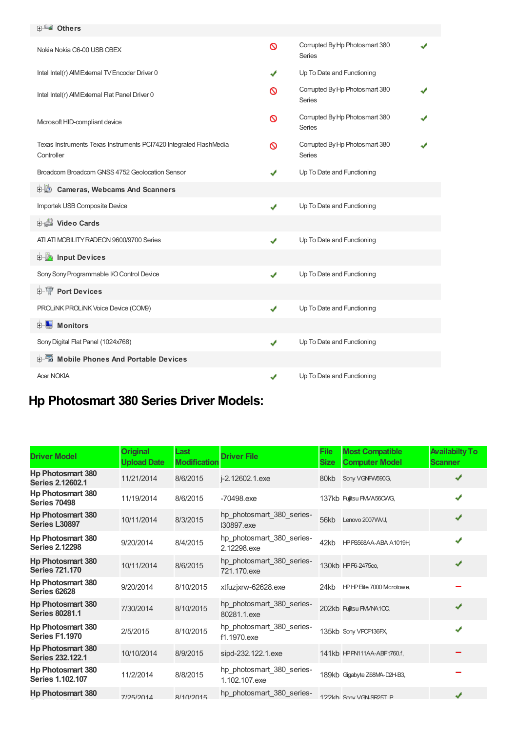| Others | | | |
|---|---|---|---|
| Nokia Nokia C6-00 USB OBEX | 🚫 | Corrupted By Hp Photosmart 380 Series | ✔ |
| Intel Intel(r) AIM External TV Encoder Driver 0 | ✔ | Up To Date and Functioning | |
| Intel Intel(r) AIM External Flat Panel Driver 0 | 🚫 | Corrupted By Hp Photosmart 380 Series | ✔ |
| Microsoft HID-compliant device | 🚫 | Corrupted By Hp Photosmart 380 Series | ✔ |
| Texas Instruments Texas Instruments PCI7420 Integrated FlashMedia Controller | 🚫 | Corrupted By Hp Photosmart 380 Series | ✔ |
| Broadcom Broadcom GNSS 4752 Geolocation Sensor | ✔ | Up To Date and Functioning | |
| **Cameras, Webcams And Scanners** | | | |
| Importek USB Composite Device | ✔ | Up To Date and Functioning | |
| **Video Cards** | | | |
| ATI ATI MOBILITY RADEON 9600/9700 Series | ✔ | Up To Date and Functioning | |
| **Input Devices** | | | |
| Sony Sony Programmable I/O Control Device | ✔ | Up To Date and Functioning | |
| **Port Devices** | | | |
| PROLiNK PROLiNK Voice Device (COM9) | ✔ | Up To Date and Functioning | |
| **Monitors** | | | |
| Sony Digital Flat Panel (1024x768) | ✔ | Up To Date and Functioning | |
| **Mobile Phones And Portable Devices** | | | |
| Acer NOKIA | ✔ | Up To Date and Functioning | |

## Hp Photosmart 380 Series Driver Models:

| Driver Model | Original Upload Date | Last Modification | Driver File | File Size | Most Compatible Computer Model | Availabilty To Scanner |
|---|---|---|---|---|---|---|
| **Hp Photosmart 380 Series 2.12602.1** | 11/21/2014 | 8/6/2015 | j-2.12602.1.exe | 80kb | Sony VGNFW590G, | ✔ |
| **Hp Photosmart 380 Series 70498** | 11/19/2014 | 8/6/2015 | -70498.exe | 137kb | Fujitsu FMVA56CWG, | ✔ |
| **Hp Photosmart 380 Series L30897** | 10/11/2014 | 8/3/2015 | hp_photosmart_380_series-l30897.exe | 56kb | Lenovo 2007WVJ, | ✔ |
| **Hp Photosmart 380 Series 2.12298** | 9/20/2014 | 8/4/2015 | hp_photosmart_380_series-2.12298.exe | 42kb | HP PS568AA-ABA A1019H, | ✔ |
| **Hp Photosmart 380 Series 721.170** | 10/11/2014 | 8/6/2015 | hp_photosmart_380_series-721.170.exe | 130kb | HP P6-2475eo, | ✔ |
| **Hp Photosmart 380 Series 62628** | 9/20/2014 | 8/10/2015 | xtfuzjxrw-62628.exe | 24kb | HP HP Elite 7000 Microtowe, | – |
| **Hp Photosmart 380 Series 80281.1** | 7/30/2014 | 8/10/2015 | hp_photosmart_380_series-80281.1.exe | 202kb | Fujitsu FMVNA1CC, | ✔ |
| **Hp Photosmart 380 Series F1.1970** | 2/5/2015 | 8/10/2015 | hp_photosmart_380_series-f1.1970.exe | 135kb | Sony VPCF136FX, | ✔ |
| **Hp Photosmart 380 Series 232.122.1** | 10/10/2014 | 8/9/2015 | sipd-232.122.1.exe | 141kb | HP FN111AA-ABF t760.f, | – |
| **Hp Photosmart 380 Series 1.102.107** | 11/2/2014 | 8/8/2015 | hp_photosmart_380_series-1.102.107.exe | 189kb | Gigabyte Z68MA-D2H-B3, | – |
| **Hp Photosmart 380** | 7/25/2014 | 8/10/2015 | hp_photosmart_380_series- | 122kb | Sony VGN-SR25T_P | ✔ |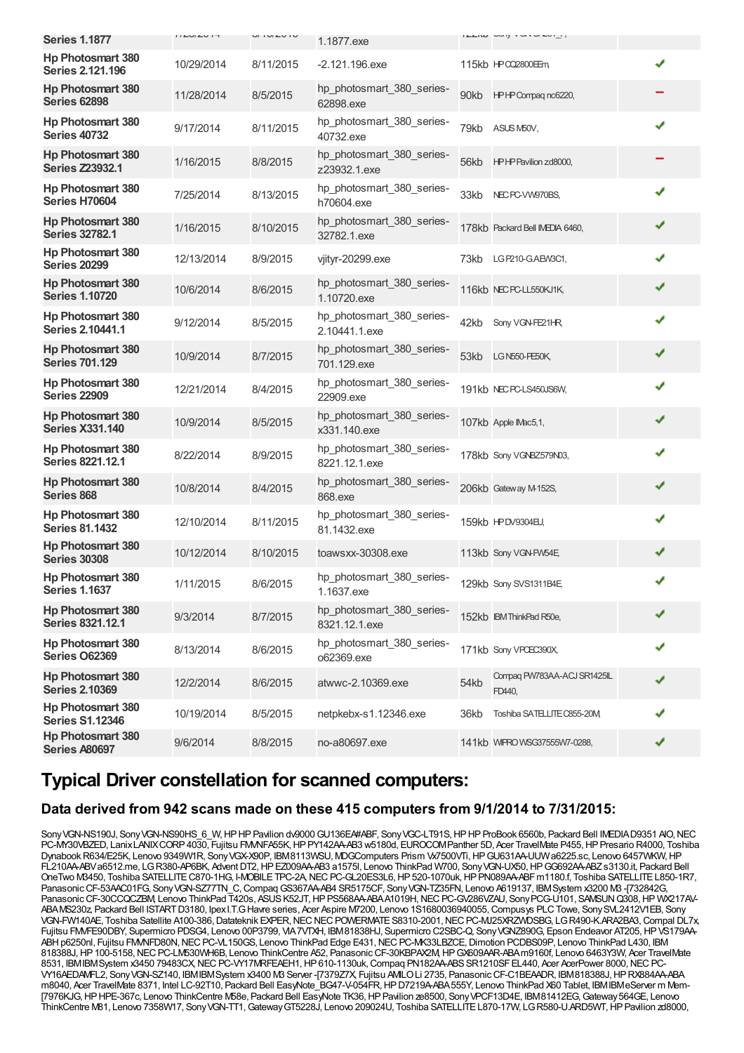| | | | | | | |
|---|---|---|---|---|---|---|
| Series 1.1877 | | | 1.1877.exe | | | |
| Hp Photosmart 380 Series 2.121.196 | 10/29/2014 | 8/11/2015 | -2.121.196.exe | 115kb | HP CQ2800EEm, | ✔ |
| Hp Photosmart 380 Series 62898 | 11/28/2014 | 8/5/2015 | hp_photosmart_380_series-62898.exe | 90kb | HP HP Compaq nc6220, | − |
| Hp Photosmart 380 Series 40732 | 9/17/2014 | 8/11/2015 | hp_photosmart_380_series-40732.exe | 79kb | ASUS M50V, | ✔ |
| Hp Photosmart 380 Series Z23932.1 | 1/16/2015 | 8/8/2015 | hp_photosmart_380_series-z23932.1.exe | 56kb | HP HP Pavilion zd8000, | − |
| Hp Photosmart 380 Series H70604 | 7/25/2014 | 8/13/2015 | hp_photosmart_380_series-h70604.exe | 33kb | NEC PC-VW970BS, | ✔ |
| Hp Photosmart 380 Series 32782.1 | 1/16/2015 | 8/10/2015 | hp_photosmart_380_series-32782.1.exe | 178kb | Packard Bell IMEDIA 6460, | ✔ |
| Hp Photosmart 380 Series 20299 | 12/13/2014 | 8/9/2015 | vjityr-20299.exe | 73kb | LG P210-G.AEW3C1, | ✔ |
| Hp Photosmart 380 Series 1.10720 | 10/6/2014 | 8/6/2015 | hp_photosmart_380_series-1.10720.exe | 116kb | NEC PC-LL550KJ1K, | ✔ |
| Hp Photosmart 380 Series 2.10441.1 | 9/12/2014 | 8/5/2015 | hp_photosmart_380_series-2.10441.1.exe | 42kb | Sony VGN-FE21HR, | ✔ |
| Hp Photosmart 380 Series 701.129 | 10/9/2014 | 8/7/2015 | hp_photosmart_380_series-701.129.exe | 53kb | LG N550-FE50K, | ✔ |
| Hp Photosmart 380 Series 22909 | 12/21/2014 | 8/4/2015 | hp_photosmart_380_series-22909.exe | 191kb | NEC PC-LS450JS6W, | ✔ |
| Hp Photosmart 380 Series X331.140 | 10/9/2014 | 8/5/2015 | hp_photosmart_380_series-x331.140.exe | 107kb | Apple IMac5,1, | ✔ |
| Hp Photosmart 380 Series 8221.12.1 | 8/22/2014 | 8/9/2015 | hp_photosmart_380_series-8221.12.1.exe | 178kb | Sony VGNBZ579N03, | ✔ |
| Hp Photosmart 380 Series 868 | 10/8/2014 | 8/4/2015 | hp_photosmart_380_series-868.exe | 206kb | Gateway M-152S, | ✔ |
| Hp Photosmart 380 Series 81.1432 | 12/10/2014 | 8/11/2015 | hp_photosmart_380_series-81.1432.exe | 159kb | HP DV9304EU, | ✔ |
| Hp Photosmart 380 Series 30308 | 10/12/2014 | 8/10/2015 | toawsxx-30308.exe | 113kb | Sony VGN-FW54E, | ✔ |
| Hp Photosmart 380 Series 1.1637 | 1/11/2015 | 8/6/2015 | hp_photosmart_380_series-1.1637.exe | 129kb | Sony SVS1311B4E, | ✔ |
| Hp Photosmart 380 Series 8321.12.1 | 9/3/2014 | 8/7/2015 | hp_photosmart_380_series-8321.12.1.exe | 152kb | IBM ThinkPad R50e, | ✔ |
| Hp Photosmart 380 Series O62369 | 8/13/2014 | 8/6/2015 | hp_photosmart_380_series-o62369.exe | 171kb | Sony VPCEC390X, | ✔ |
| Hp Photosmart 380 Series 2.10369 | 12/2/2014 | 8/6/2015 | atwwc-2.10369.exe | 54kb | Compaq PW783AA-ACJ SR1425IL FD440, | ✔ |
| Hp Photosmart 380 Series S1.12346 | 10/19/2014 | 8/5/2015 | netpkebx-s1.12346.exe | 36kb | Toshiba SATELLITE C855-20M, | ✔ |
| Hp Photosmart 380 Series A80697 | 9/6/2014 | 8/8/2015 | no-a80697.exe | 141kb | WIPRO WSG37555W7-0288, | ✔ |

## Typical Driver constellation for scanned computers:

### Data derived from 942 scans made on these 415 computers from 9/1/2014 to 7/31/2015:

Sony VGN-NS190J, Sony VGN-NS90HS_6_W, HP HP Pavilion dv9000 GU136EA#ABF, Sony VGC-LT91S, HP HP ProBook 6560b, Packard Bell IMEDIA D9351 AIO, NEC PC-MY30VBZED, Lanix LANIX CORP 4030, Fujitsu FMVNFA55K, HP PY142AA-AB3 w5180d, EUROCOM Panther 5D, Acer TravelMate P455, HP Presario R4000, Toshiba Dynabook R634/E25K, Lenovo 9349W1R, Sony VGX-X90P, IBM 8113WSU, MDG Computers Prism Vx7500VTi, HP GU631AA-UUW a6225.sc, Lenovo 6457WKW, HP FL210AA-ABV a6512.me, LG R380-AP6BK, Advent DT2, HP EZ009AA-AB3 a1575l, Lenovo ThinkPad W700, Sony VGN-UX50, HP GG692AA-ABZ s3130.it, Packard Bell OneTwo M3450, Toshiba SATELLITE C870-1HG, I-MOBILE TPC-2A, NEC PC-GL20ES3L6, HP 520-1070uk, HP PN089AA-ABF m1180.f, Toshiba SATELLITE L850-1R7, Panasonic CF-53AAC01FG, Sony VGN-SZ77TN_C, Compaq GS367AA-AB4 SR5175CF, Sony VGN-TZ35FN, Lenovo A619137, IBM System x3200 M3 -[732842G, Panasonic CF-30CCQCZBM, Lenovo ThinkPad T420s, ASUS K52JT, HP PS568AA-ABA A1019H, NEC PC-GV286VZAU, Sony PCG-U101, SAMSUN Q308, HP WX217AV-ABA MS230z, Packard Bell ISTART D3180, Ipex I.T.G Havre series, Acer Aspire M7200, Lenovo 1S1680036940055, Compusys PLC Towe, Sony SVL2412V1EB, Sony VGN-FW140AE, Toshiba Satellite A100-386, Datateknik EXPER, NEC NEC POWERMATE S8310-2001, NEC PC-MJ25XRZWDSBG, LG R490-K.ARA2BA3, Compal DL7x, Fujitsu FMVFE90DBY, Supermicro PDSG4, Lenovo 00P3799, VIA 7VTXH, IBM 81838HJ, Supermicro C2SBC-Q, Sony VGNZ890G, Epson Endeavor AT205, HP VS179AA-ABH p6250nl, Fujitsu FMVNFD80N, NEC PC-VL150GS, Lenovo ThinkPad Edge E431, NEC PC-MK33LBZCE, Dimotion PCDBS09P, Lenovo ThinkPad L430, IBM 818388J, HP 100-5158, NEC PC-LM530WH6B, Lenovo ThinkCentre A52, Panasonic CF-30KBPAX2M, HP GX609AAR-ABA m9160f, Lenovo 6463Y3W, Acer TravelMate 8531, IBM IBM System x3450 79483CX, NEC PC-VY17MRFEAEH1, HP 610-1130uk, Compaq PN182AA-ABS SR1210SF EL440, Acer AcerPower 8000, NEC PC-VY16AEDAMFL2, Sony VGN-SZ140, IBM IBM System x3400 M3 Server -[7379Z7X, Fujitsu AMILO Li 2735, Panasonic CF-C1BEAADR, IBM 818388J, HP RX884AA-ABA m8040, Acer TravelMate 8371, Intel LC-92T10, Packard Bell EasyNote_BG47-V-054FR, HP D7219A-ABA 555Y, Lenovo ThinkPad X60 Tablet, IBM IBM eServer m Mem-[7976KJG, HP HPE-367c, Lenovo ThinkCentre M58e, Packard Bell EasyNote TK36, HP Pavilion ze8500, Sony VPCF13D4E, IBM 81412EG, Gateway 564GE, Lenovo ThinkCentre M81, Lenovo 7358W17, Sony VGN-TT1, Gateway GT5228J, Lenovo 209024U, Toshiba SATELLITE L870-17W, LG R580-U.ARD5WT, HP Pavilion zd8000,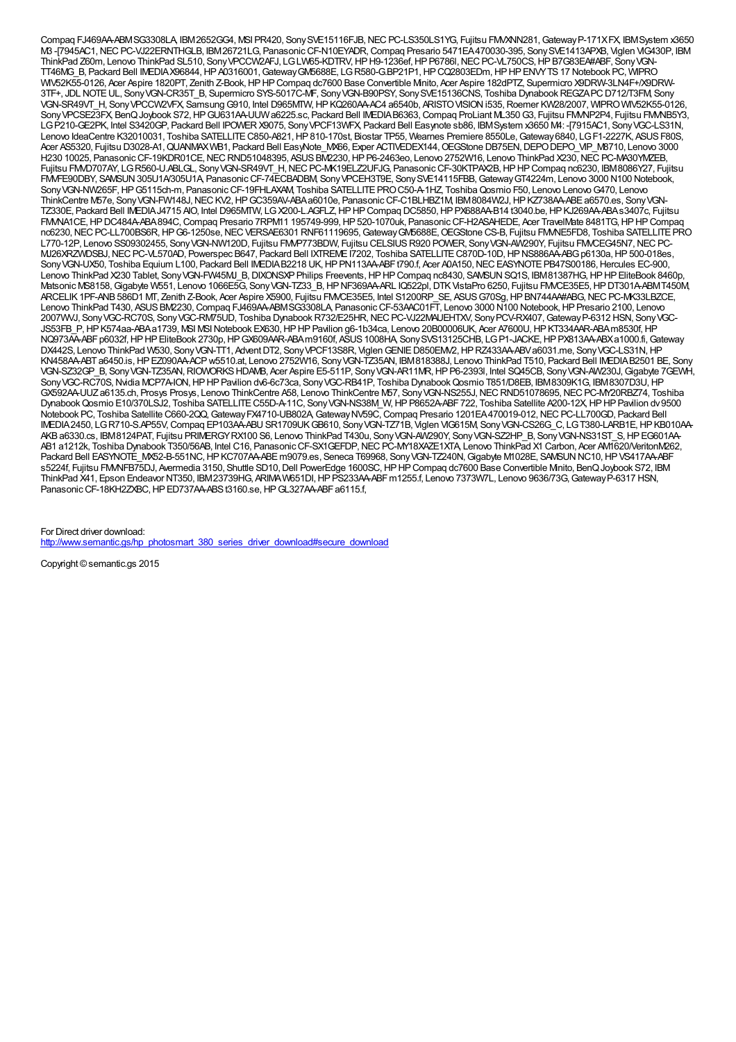Compaq FJ469AA-ABMSG3308LA, IBM2652GG4, MSI PR420, Sony SVE15116FJB, NEC PC-LS350LS1YG, Fujitsu FMVXNN281, Gateway P-171X FX, IBMSystem x3650 M3 -[7945AC1, NEC PC-VJ22ERNTHGLB, IBM26721LG, Panasonic CF-N10EYADR, Compaq Presario 5471EA 470030-395, Sony SVE1413APXB, Viglen VIG430P, IBM ThinkPad Z60m, Lenovo ThinkPad SL510, Sony VPCCW2AFJ, LG LW65-KDTRV, HP H9-1236ef, HP P6786l, NEC PC-VL750CS, HP B7G83EA#ABF, Sony VGN-TT46MG_B, Packard Bell IMEDIA X96844, HP A0316001, Gateway GM5688E, LG R580-G.BP21P1, HP CQ2803EDm, HP HP ENVY TS 17 Notebook PC, WIPRO WIV52K55-0126, Acer Aspire 1820PT, Zenith Z-Book, HP HP Compaq dc7600 Base Convertible Minito, Acer Aspire 182dPTZ, Supermicro X9DRW-3LN4F+/X9DRW-3TF+, JDL NOTE UL, Sony VGN-CR35T_B, Supermicro SYS-5017C-MF, Sony VGN-B90PSY, Sony SVE15136CNS, Toshiba Dynabook REGZA PC D712/T3FM, Sony VGN-SR49VT_H, Sony VPCCW2VFX, Samsung G910, Intel D965MTW, HP KQ260AA-AC4 a6540b, ARISTO VISION i535, Roemer KW28/2007, WIPRO WIV52K55-0126, Sony VPCSE23FX, BenQ Joybook S72, HP GU631AA-UUW a6225.sc, Packard Bell IMEDIA B6363, Compaq ProLiant ML350 G3, Fujitsu FMVNP2P4, Fujitsu FMVNB5Y3, LG P210-GE2PK, Intel S3420GP, Packard Bell IPOWER X9075, Sony VPCF13WFX, Packard Bell Easynote sb86, IBMSystem x3650 M4: -[7915AC1, Sony VGC-LS31N, Lenovo IdeaCentre K32010031, Toshiba SATELLITE C850-A821, HP 810-170st, Biostar TP55, Wearnes Premiere 8550Le, Gateway 6840, LG F1-2227K, ASUS F80S, Acer AS5320, Fujitsu D3028-A1, QUANMAX WB1, Packard Bell EasyNote_MX66, Exper ACTIVEDEX144, OEGStone DB75EN, DEPO DEPO_VIP_M8710, Lenovo 3000 H230 10025, Panasonic CF-19KDR01CE, NEC RND51048395, ASUS BM2230, HP P6-2463eo, Lenovo 2752W16, Lenovo ThinkPad X230, NEC PC-MA30YMZEB, Fujitsu FMVD707AY, LG R560-U.ABLGL, Sony VGN-SR49VT_H, NEC PC-MK19ELZ2UFJG, Panasonic CF-30KTPAX2B, HP HP Compaq nc6230, IBM8086Y27, Fujitsu FMVFE90DBY, SAMSUN 305U1A/305U1A, Panasonic CF-74ECBADBM, Sony VPCEH3T9E, Sony SVE14115FBB, Gateway GT4224m, Lenovo 3000 N100 Notebook, Sony VGN-NW265F, HP G5115ch-m, Panasonic CF-19FHLAXAM, Toshiba SATELLITE PRO C50-A-1HZ, Toshiba Qosmio F50, Lenovo Lenovo G470, Lenovo ThinkCentre M57e, Sony VGN-FW148J, NEC KV2, HP GC359AV-ABA a6010e, Panasonic CF-C1BLHBZ1M, IBM8084W2J, HP KZ738AA-ABE a6570.es, Sony VGN-TZ330E, Packard Bell IMEDIA J4715 AIO, Intel D965MTW, LG X200-L.AGFLZ, HP HP Compaq DC5850, HP PX688AA-B14 t3040.be, HP KJ269AA-ABA s3407c, Fujitsu FMVNA1CE, HP DC484A-ABA 894C, Compaq Presario 7RPM11 195749-999, HP 520-1070uk, Panasonic CF-H2ASAHEDE, Acer TravelMate 8481TG, HP HP Compaq nc6230, NEC PC-LL700BS6R, HP G6-1250se, NEC VERSAE6301 RNF61119695, Gateway GM5688E, OEGStone CS-B, Fujitsu FMVNE5FD8, Toshiba SATELLITE PRO L770-12P, Lenovo SS09302455, Sony VGN-NW120D, Fujitsu FMVP773BDW, Fujitsu CELSIUS R920 POWER, Sony VGN-AW290Y, Fujitsu FMVCEG45N7, NEC PC-MJ26XRZWDSBJ, NEC PC-VL570AD, Powerspec B647, Packard Bell IXTREME I7202, Toshiba SATELLITE C870D-10D, HP NS886AA-ABG p6130a, HP 500-018es, Sony VGN-UX50, Toshiba Equium L100, Packard Bell IMEDIA B2218 UK, HP PN113AA-ABF t790.f, Acer A0A150, NEC EASYNOTE PB47S00186, Hercules EC-900, Lenovo ThinkPad X230 Tablet, Sony VGN-FW45MJ_B, DIXONSXP Philips Freevents, HP HP Compaq nc8430, SAMSUN SQ1S, IBM81387HG, HP HP EliteBook 8460p, Matsonic MS8158, Gigabyte W551, Lenovo 1066E5G, Sony VGN-TZ33_B, HP NF369AA-ARL IQ522pl, DTK VistaPro 6250, Fujitsu FMVCE35E5, HP DT301A-ABMT450M, ARCELIK 1PF-ANB 586D1 MT, Zenith Z-Book, Acer Aspire X5900, Fujitsu FMVCE35E5, Intel S1200RP_SE, ASUS G70Sg, HP BN744AA#ABG, NEC PC-MK33LBZCE, Lenovo ThinkPad T430, ASUS BM2230, Compaq FJ469AA-ABMSG3308LA, Panasonic CF-53AAC01FT, Lenovo 3000 N100 Notebook, HP Presario 2100, Lenovo 2007WVJ, Sony VGC-RC70S, Sony VGC-RM75UD, Toshiba Dynabook R732/E25HR, NEC PC-VJ22MAUEHTXV, Sony PCV-RX407, Gateway P-6312 HSN, Sony VGC-JS53FB_P, HP K574aa-ABA a1739, MSI MSI Notebook EX630, HP HP Pavilion g6-1b34ca, Lenovo 20B00006UK, Acer A7600U, HP KT334AAR-ABA m8530f, HP NQ973AA-ABF p6032f, HP HP EliteBook 2730p, HP GX609AAR-ABA m9160f, ASUS 1008HA, Sony SVS13125CHB, LG P1-JACKE, HP PX813AA-ABX a1000.fi, Gateway DX442S, Lenovo ThinkPad W530, Sony VGN-TT1, Advent DT2, Sony VPCF13S8R, Viglen GENIE D850EMV2, HP RZ433AA-ABV a6031.me, Sony VGC-LS31N, HP KN458AA-ABT a6450.is, HP EZ090AA-ACP w5510.at, Lenovo 2752W16, Sony VGN-TZ35AN, IBM818388J, Lenovo ThinkPad T510, Packard Bell IMEDIA B2501 BE, Sony VGN-SZ32GP_B, Sony VGN-TZ35AN, RIOWORKS HDAMB, Acer Aspire E5-511P, Sony VGN-AR11MR, HP P6-2393l, Intel SQ45CB, Sony VGN-AW230J, Gigabyte 7GEWH, Sony VGC-RC70S, Nvidia MCP7A-ION, HP HP Pavilion dv6-6c73ca, Sony VGC-RB41P, Toshiba Dynabook Qosmio T851/D8EB, IBM8309K1G, IBM8307D3U, HP GX592AA-UUZ a6135.ch, Prosys Prosys, Lenovo ThinkCentre A58, Lenovo ThinkCentre M57, Sony VGN-NS255J, NEC RND51078695, NEC PC-MY20RBZ74, Toshiba Dynabook Qosmio E10/370LSJ2, Toshiba SATELLITE C55D-A-11C, Sony VGN-NS38M_W, HP P8652A-ABF 722, Toshiba Satellite A200-12X, HP HP Pavilion dv9500 Notebook PC, Toshiba Satellite C660-2QQ, Gateway FX4710-UB802A, Gateway NV59C, Compaq Presario 1201EA 470019-012, NEC PC-LL700GD, Packard Bell IMEDIA 2450, LG R710-S.AP55V, Compaq EP103AA-ABU SR1709UK GB610, Sony VGN-TZ71B, Viglen VIG615M, Sony VGN-CS26G_C, LG T380-LARB1E, HP KB010AA-AKB a6330.cs, IBM8124PAT, Fujitsu PRIMERGY RX100 S6, Lenovo ThinkPad T430u, Sony VGN-AW290Y, Sony VGN-SZ2HP_B, Sony VGN-NS31ST_S, HP EG601AA-AB1 a1212k, Toshiba Dynabook T350/56AB, Intel C16, Panasonic CF-SX1GEFDP, NEC PC-MY18XAZE1XTA, Lenovo ThinkPad X1 Carbon, Acer AM1620/VeritonM262, Packard Bell EASYNOTE_MX52-B-551NC, HP KC707AA-ABE m9079.es, Seneca T69968, Sony VGN-TZ240N, Gigabyte M1028E, SAMSUN NC10, HP VS417AA-ABF s5224f, Fujitsu FMVNFB75DJ, Avermedia 3150, Shuttle SD10, Dell PowerEdge 1600SC, HP HP Compaq dc7600 Base Convertible Minito, BenQ Joybook S72, IBM ThinkPad X41, Epson Endeavor NT350, IBM23739HG, ARIMA W651DI, HP PS233AA-ABF m1255.f, Lenovo 7373W7L, Lenovo 9636/73G, Gateway P-6317 HSN, Panasonic CF-18KH2ZXBC, HP ED737AA-ABS t3160.se, HP GL327AA-ABF a6115.f,

For Direct driver download:
[http://www.semantic.gs/hp_photosmart_380_series_driver_download#secure_download](http://www.semantic.gs/hp_photosmart_380_series_driver_download#secure_download)

Copyright © semantic.gs 2015